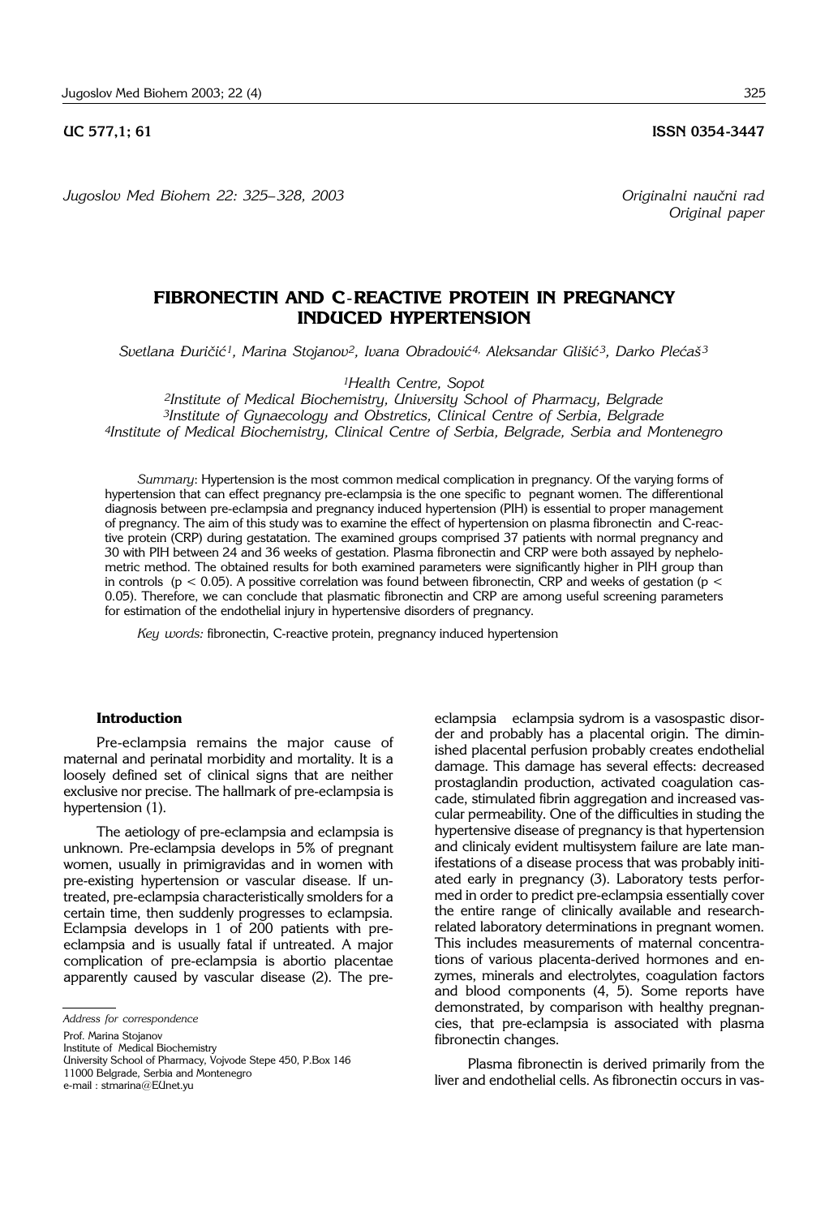UC 577,1; 61 **ISSN 0354-3447**

*Jugoslov Med Biohem 22: 325–328, 2003*

*Originalni naučni rad*
*Original paper*

# FIBRONECTIN AND C-REACTIVE PROTEIN IN PREGNANCY INDUCED HYPERTENSION

*Svetlana Đuričić[1], Marina Stojanov[2], Ivana Obradović[4], Aleksandar Glišić[3], Darko Plećaš[3]*

[1]*Health Centre, Sopot*
[2]*Institute of Medical Biochemistry, University School of Pharmacy, Belgrade*
[3]*Institute of Gynaecology and Obstretics, Clinical Centre of Serbia, Belgrade*
[4]*Institute of Medical Biochemistry, Clinical Centre of Serbia, Belgrade, Serbia and Montenegro*

*Summary*: Hypertension is the most common medical complication in pregnancy. Of the varying forms of hypertension that can effect pregnancy pre-eclampsia is the one specific to pegnant women. The differentional diagnosis between pre-eclampsia and pregnancy induced hypertension (PIH) is essential to proper management of pregnancy. The aim of this study was to examine the effect of hypertension on plasma fibronectin and C-reactive protein (CRP) during gestatation. The examined groups comprised 37 patients with normal pregnancy and 30 with PIH between 24 and 36 weeks of gestation. Plasma fibronectin and CRP were both assayed by nephelometric method. The obtained results for both examined parameters were significantly higher in PIH group than in controls ($p < 0.05$). A possitive correlation was found between fibronectin, CRP and weeks of gestation ($p < 0.05$). Therefore, we can conclude that plasmatic fibronectin and CRP are among useful screening parameters for estimation of the endothelial injury in hypertensive disorders of pregnancy.

*Key words:* fibronectin, C-reactive protein, pregnancy induced hypertension

## Introduction

Pre-eclampsia remains the major cause of maternal and perinatal morbidity and mortality. It is a loosely defined set of clinical signs that are neither exclusive nor precise. The hallmark of pre-eclampsia is hypertension (1).

The aetiology of pre-eclampsia and eclampsia is unknown. Pre-eclampsia develops in 5% of pregnant women, usually in primigravidas and in women with pre-existing hypertension or vascular disease. If untreated, pre-eclampsia characteristically smolders for a certain time, then suddenly progresses to eclampsia. Eclampsia develops in 1 of 200 patients with pre-eclampsia and is usually fatal if untreated. A major complication of pre-eclampsia is abortio placentae apparently caused by vascular disease (2). The pre-eclampsia eclampsia sydrom is a vasospastic disorder and probably has a placental origin. The diminished placental perfusion probably creates endothelial damage. This damage has several effects: decreased prostaglandin production, activated coagulation cascade, stimulated fibrin aggregation and increased vascular permeability. One of the difficulties in studing the hypertensive disease of pregnancy is that hypertension and clinicaly evident multisystem failure are late manifestations of a disease process that was probably initiated early in pregnancy (3). Laboratory tests performed in order to predict pre-eclampsia essentially cover the entire range of clinically available and research-related laboratory determinations in pregnant women. This includes measurements of maternal concentrations of various placenta-derived hormones and enzymes, minerals and electrolytes, coagulation factors and blood components (4, 5). Some reports have demonstrated, by comparison with healthy pregnancies, that pre-eclampsia is associated with plasma fibronectin changes.

Plasma fibronectin is derived primarily from the liver and endothelial cells. As fibronectin occurs in vas-

*Address for correspondence*

Prof. Marina Stojanov
Institute of Medical Biochemistry
University School of Pharmacy, Vojvode Stepe 450, P.Box 146
11000 Belgrade, Serbia and Montenegro
e-mail : stmarina@EUnet.yu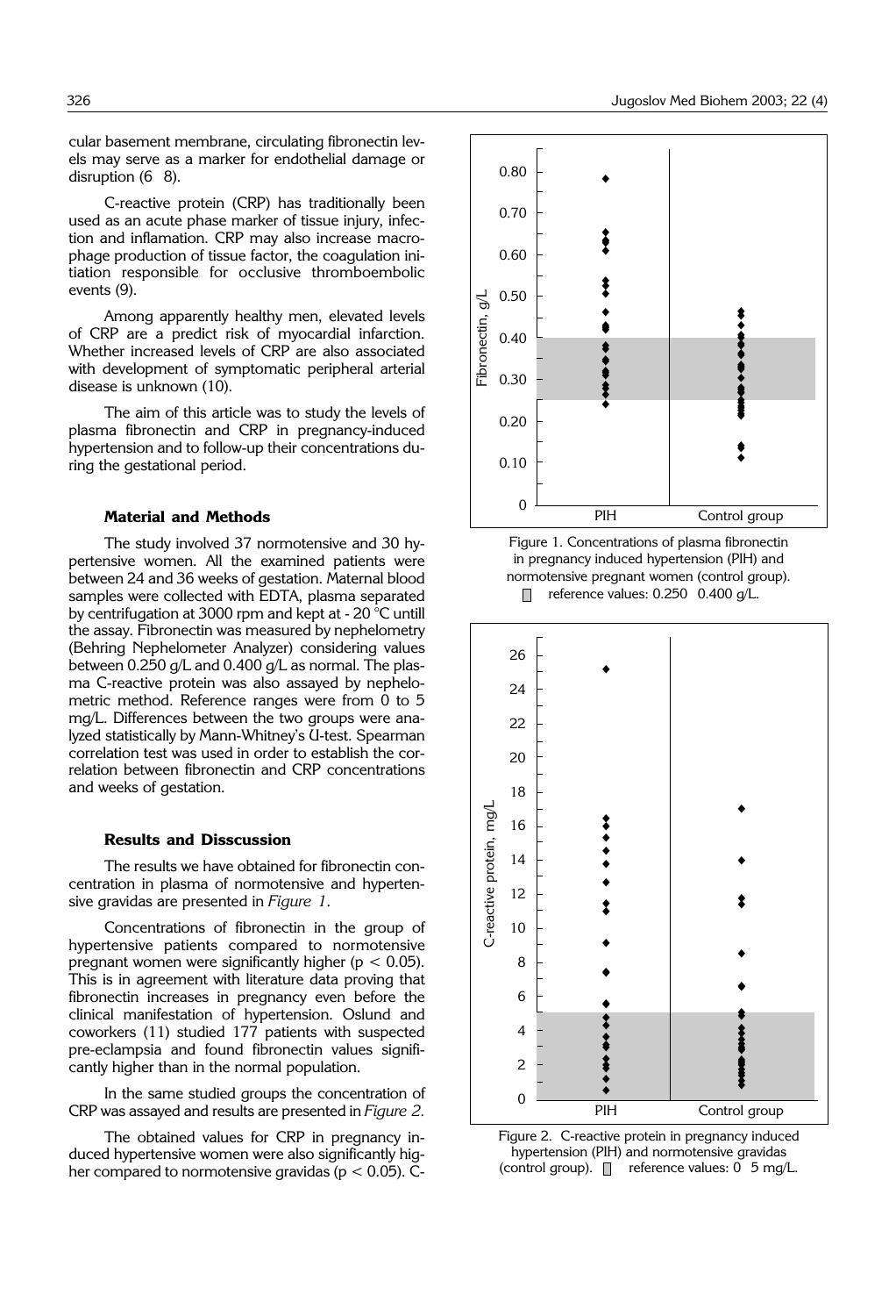cular basement membrane, circulating fibronectin levels may serve as a marker for endothelial damage or disruption (6 8).

C-reactive protein (CRP) has traditionally been used as an acute phase marker of tissue injury, infection and inflamation. CRP may also increase macrophage production of tissue factor, the coagulation initiation responsible for occlusive thromboembolic events (9).

Among apparently healthy men, elevated levels of CRP are a predict risk of myocardial infarction. Whether increased levels of CRP are also associated with development of symptomatic peripheral arterial disease is unknown (10).

The aim of this article was to study the levels of plasma fibronectin and CRP in pregnancy-induced hypertension and to follow-up their concentrations during the gestational period.

### Material and Methods

The study involved 37 normotensive and 30 hypertensive women. All the examined patients were between 24 and 36 weeks of gestation. Maternal blood samples were collected with EDTA, plasma separated by centrifugation at 3000 rpm and kept at - 20 °C untill the assay. Fibronectin was measured by nephelometry (Behring Nephelometer Analyzer) considering values between 0.250 g/L and 0.400 g/L as normal. The plasma C-reactive protein was also assayed by nephelometric method. Reference ranges were from 0 to 5 mg/L. Differences between the two groups were analyzed statistically by Mann-Whitney's U-test. Spearman correlation test was used in order to establish the correlation between fibronectin and CRP concentrations and weeks of gestation.

### Results and Disscussion

The results we have obtained for fibronectin concentration in plasma of normotensive and hypertensive gravidas are presented in *Figure 1.*

Concentrations of fibronectin in the group of hypertensive patients compared to normotensive pregnant women were significantly higher ($p < 0.05$). This is in agreement with literature data proving that fibronectin increases in pregnancy even before the clinical manifestation of hypertension. Oslund and coworkers (11) studied 177 patients with suspected pre-eclampsia and found fibronectin values significantly higher than in the normal population.

In the same studied groups the concentration of CRP was assayed and results are presented in *Figure 2.*

The obtained values for CRP in pregnancy induced hypertensive women were also significantly higher compared to normotensive gravidas ($p < 0.05$). C-

Figure 1. Concentrations of plasma fibronectin in pregnancy induced hypertension (PIH) and normotensive pregnant women (control group). ▯ reference values: 0.250 0.400 g/L.

Figure 2. C-reactive protein in pregnancy induced hypertension (PIH) and normotensive gravidas (control group). ▯ reference values: 0 5 mg/L.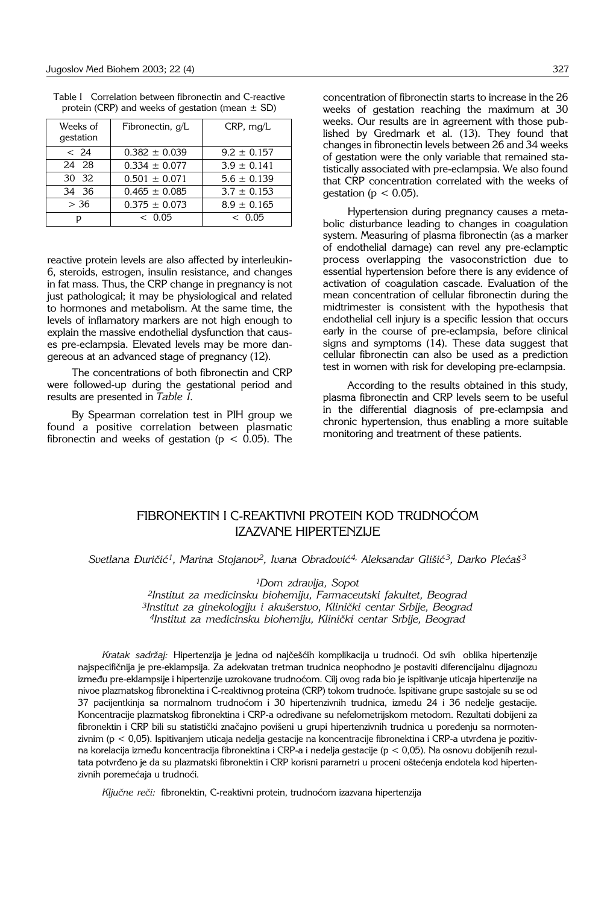Table I Correlation between fibronectin and C-reactive protein (CRP) and weeks of gestation (mean ± SD)

| Weeks of gestation | Fibronectin, g/L | CRP, mg/L |
|---|---|---|
| < 24 | 0.382 ± 0.039 | 9.2 ± 0.157 |
| 24 28 | 0.334 ± 0.077 | 3.9 ± 0.141 |
| 30 32 | 0.501 ± 0.071 | 5.6 ± 0.139 |
| 34 36 | 0.465 ± 0.085 | 3.7 ± 0.153 |
| > 36 | 0.375 ± 0.073 | 8.9 ± 0.165 |
| p | < 0.05 | < 0.05 |

reactive protein levels are also affected by interleukin-6, steroids, estrogen, insulin resistance, and changes in fat mass. Thus, the CRP change in pregnancy is not just pathological; it may be physiological and related to hormones and metabolism. At the same time, the levels of inflammatory markers are not high enough to explain the massive endothelial dysfunction that causes pre-eclampsia. Elevated levels may be more dangereous at an advanced stage of pregnancy (12).

The concentrations of both fibronectin and CRP were followed-up during the gestational period and results are presented in *Table I*.

By Spearman correlation test in PIH group we found a positive correlation between plasmatic fibronectin and weeks of gestation ($p < 0.05$). The concentration of fibronectin starts to increase in the 26 weeks of gestation reaching the maximum at 30 weeks. Our results are in agreement with those published by Gredmark et al. (13). They found that changes in fibronectin levels between 26 and 34 weeks of gestation were the only variable that remained statistically associated with pre-eclampsia. We also found that CRP concentration correlated with the weeks of gestation ($p < 0.05$).

Hypertension during pregnancy causes a metabolic disturbance leading to changes in coagulation system. Measuring of plasma fibronectin (as a marker of endothelial damage) can revel any pre-eclamptic process overlapping the vasoconstriction due to essential hypertension before there is any evidence of activation of coagulation cascade. Evaluation of the mean concentration of cellular fibronectin during the midtrimester is consistent with the hypothesis that endothelial cell injury is a specific lession that occurs early in the course of pre-eclampsia, before clinical signs and symptoms (14). These data suggest that cellular fibronectin can also be used as a prediction test in women with risk for developing pre-eclampsia.

According to the results obtained in this study, plasma fibronectin and CRP levels seem to be useful in the differential diagnosis of pre-eclampsia and chronic hypertension, thus enabling a more suitable monitoring and treatment of these patients.

## FIBRONEKTIN I C-REAKTIVNI PROTEIN KOD TRUDNOĆOM IZAZVANE HIPERTENZIJE

*Svetlana Đuričić[1], Marina Stojanov[2], Ivana Obradović[4], Aleksandar Glišić[3], Darko Plećaš[3]*

*[1]Dom zdravlja, Sopot*
*[2]Institut za medicinsku biohemiju, Farmaceutski fakultet, Beograd*
*[3]Institut za ginekologiju i akušerstvo, Klinički centar Srbije, Beograd*
*[4]Institut za medicinsku biohemiju, Klinički centar Srbije, Beograd*

*Kratak sadržaj:* Hipertenzija je jedna od najčešćih komplikacija u trudnoći. Od svih oblika hipertenzije najspecifičnija je pre-eklampsija. Za adekvatan tretman trudnica neophodno je postaviti diferencijalnu dijagnozu između pre-eklampsije i hipertenzije uzrokovane trudnoćom. Cilj ovog rada bio je ispitivanje uticaja hipertenzije na nivoe plazmatskog fibronektina i C-reaktivnog proteina (CRP) tokom trudnoće. Ispitivane grupe sastojale su se od 37 pacijentkinja sa normalnom trudnoćom i 30 hipertenzivnih trudnica, između 24 i 36 nedelje gestacije. Koncentracije plazmatskog fibronektina i CRP-a određivane su nefelometrijskom metodom. Rezultati dobijeni za fibronektin i CRP bili su statistički značajno povišeni u grupi hipertenzivnih trudnica u poređenju sa normotenzivnim ($p < 0,05$). Ispitivanjem uticaja nedelja gestacije na koncentracije fibronektina i CRP-a utvrđena je pozitivna korelacija između koncentracija fibronektina i CRP-a i nedelja gestacije ($p < 0,05$). Na osnovu dobijenih rezultata potvrđeno je da su plazmatski fibronektin i CRP korisni parametri u proceni oštećenja endotela kod hipertenzivnih poremećaja u trudnoći.

*Ključne reči:* fibronektin, C-reaktivni protein, trudnoćom izazvana hipertenzija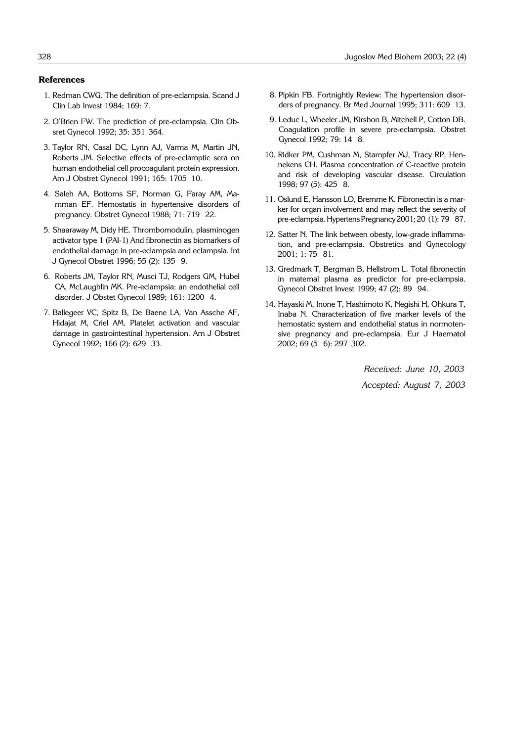## References

1. Redman CWG. The definition of pre-eclampsia. Scand J Clin Lab Invest 1984; 169: 7.

2. O'Brien FW. The prediction of pre-eclampsia. Clin Obsret Gynecol 1992; 35: 351 364.

3. Taylor RN, Casal DC, Lynn AJ, Varma M, Martin JN, Roberts JM. Selective effects of pre-eclamptic sera on human endothelial cell procoagulant protein expression. Am J Obstret Gynecol 1991; 165: 1705 10.

4. Saleh AA, Bottoms SF, Norman G, Faray AM, Mamman EF. Hemostatis in hypertensive disorders of pregnancy. Obstret Gynecol 1988; 71: 719 22.

5. Shaaraway M, Didy HE. Thrombomodulin, plasminogen activator type 1 (PAI-1) And fibronectin as biomarkers of endothelial damage in pre-eclampsia and eclampsia. Int J Gynecol Obstret 1996; 55 (2): 135 9.

6. Roberts JM, Taylor RN, Musci TJ, Rodgers GM, Hubel CA, McLaughlin MK. Pre-eclampsia: an endothelial cell disorder. J Obstet Gynecol 1989; 161: 1200 4.

7. Ballegeer VC, Spitz B, De Baene LA, Van Assche AF, Hidajat M, Criel AM. Platelet activation and vascular damage in gastrointestinal hypertension. Am J Obstret Gynecol 1992; 166 (2): 629 33.

8. Pipkin FB. Fortnightly Review: The hypertension disorders of pregnancy. Br Med Journal 1995; 311: 609 13.

9. Leduc L, Wheeler JM, Kirshon B, Mitchell P, Cotton DB. Coagulation profile in severe pre-eclampsia. Obstret Gynecol 1992; 79: 14 8.

10. Ridker PM, Cushman M, Stampfer MJ, Tracy RP, Hennekens CH. Plasma concentration of C-reactive protein and risk of developing vascular disease. Circulation 1998; 97 (5): 425 8.

11. Oslund E, Hansson LO, Bremme K. Fibronectin is a marker for organ involvement and may reflect the severity of pre-eclampsia. Hypertens Pregnancy 2001; 20 (1): 79 87.

12. Satter N. The link between obesty, low-grade inflammation, and pre-eclampsia. Obstretics and Gynecology 2001; 1: 75 81.

13. Gredmark T, Bergman B, Hellstrom L. Total fibronectin in maternal plasma as predictor for pre-eclampsia. Gynecol Obstret Invest 1999; 47 (2): 89 94.

14. Hayaski M, Inone T, Hashimoto K, Negishi H, Ohkura T, Inaba N. Characterization of five marker levels of the hemostatic system and endothelial status in normotensive pregnancy and pre-eclampsia. Eur J Haematol 2002; 69 (5 6): 297 302.

*Received: June 10, 2003*

*Accepted: August 7, 2003*